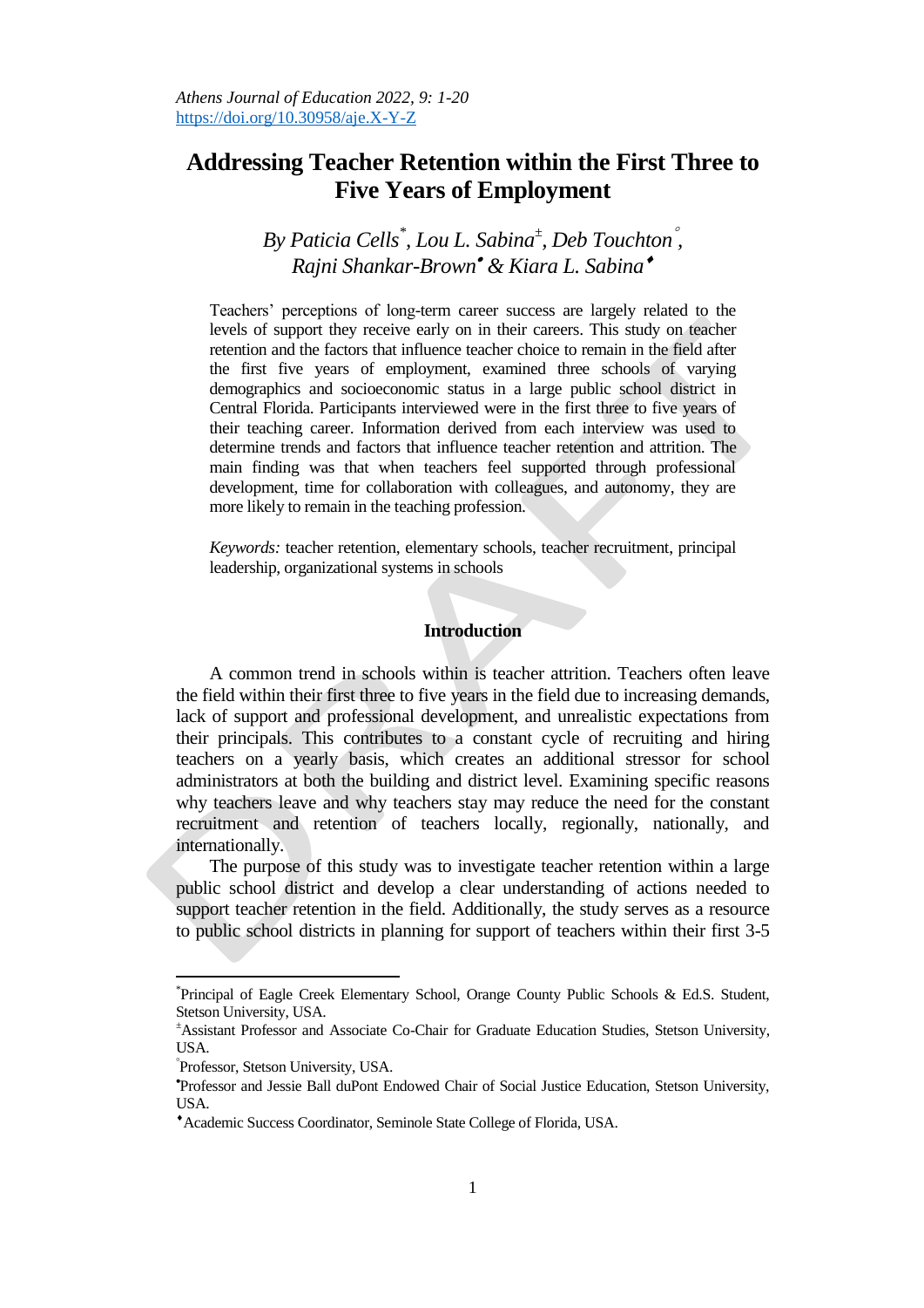# Addressing Teacher Retention within the First Three to Five Years of Employment

*By Paticia Cells[*], Lou L. Sabina[±], Deb Touchton[°], Rajni Shankar-Brown[•] & Kiara L. Sabina[♦]*

Teachers' perceptions of long-term career success are largely related to the levels of support they receive early on in their careers. This study on teacher retention and the factors that influence teacher choice to remain in the field after the first five years of employment, examined three schools of varying demographics and socioeconomic status in a large public school district in Central Florida. Participants interviewed were in the first three to five years of their teaching career. Information derived from each interview was used to determine trends and factors that influence teacher retention and attrition. The main finding was that when teachers feel supported through professional development, time for collaboration with colleagues, and autonomy, they are more likely to remain in the teaching profession.

*Keywords:* teacher retention, elementary schools, teacher recruitment, principal leadership, organizational systems in schools

## Introduction

A common trend in schools within is teacher attrition. Teachers often leave the field within their first three to five years in the field due to increasing demands, lack of support and professional development, and unrealistic expectations from their principals. This contributes to a constant cycle of recruiting and hiring teachers on a yearly basis, which creates an additional stressor for school administrators at both the building and district level. Examining specific reasons why teachers leave and why teachers stay may reduce the need for the constant recruitment and retention of teachers locally, regionally, nationally, and internationally.

The purpose of this study was to investigate teacher retention within a large public school district and develop a clear understanding of actions needed to support teacher retention in the field. Additionally, the study serves as a resource to public school districts in planning for support of teachers within their first 3-5

---

[*] Principal of Eagle Creek Elementary School, Orange County Public Schools & Ed.S. Student, Stetson University, USA.

[±] Assistant Professor and Associate Co-Chair for Graduate Education Studies, Stetson University, USA.

[°] Professor, Stetson University, USA.

[•] Professor and Jessie Ball duPont Endowed Chair of Social Justice Education, Stetson University, USA.

[♦] Academic Success Coordinator, Seminole State College of Florida, USA.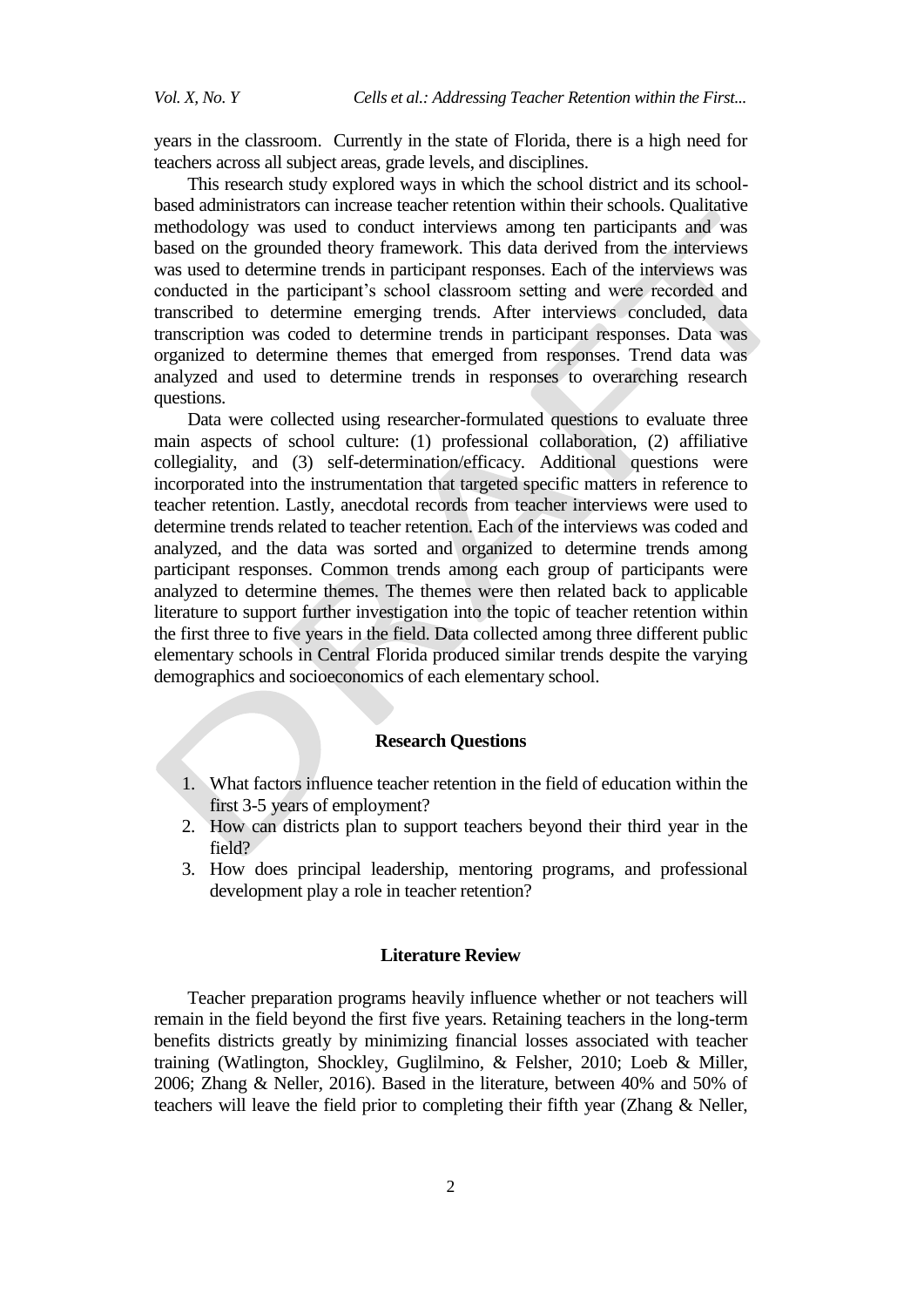years in the classroom. Currently in the state of Florida, there is a high need for teachers across all subject areas, grade levels, and disciplines.

This research study explored ways in which the school district and its school-based administrators can increase teacher retention within their schools. Qualitative methodology was used to conduct interviews among ten participants and was based on the grounded theory framework. This data derived from the interviews was used to determine trends in participant responses. Each of the interviews was conducted in the participant's school classroom setting and were recorded and transcribed to determine emerging trends. After interviews concluded, data transcription was coded to determine trends in participant responses. Data was organized to determine themes that emerged from responses. Trend data was analyzed and used to determine trends in responses to overarching research questions.

Data were collected using researcher-formulated questions to evaluate three main aspects of school culture: (1) professional collaboration, (2) affiliative collegiality, and (3) self-determination/efficacy. Additional questions were incorporated into the instrumentation that targeted specific matters in reference to teacher retention. Lastly, anecdotal records from teacher interviews were used to determine trends related to teacher retention. Each of the interviews was coded and analyzed, and the data was sorted and organized to determine trends among participant responses. Common trends among each group of participants were analyzed to determine themes. The themes were then related back to applicable literature to support further investigation into the topic of teacher retention within the first three to five years in the field. Data collected among three different public elementary schools in Central Florida produced similar trends despite the varying demographics and socioeconomics of each elementary school.

## Research Questions

1. What factors influence teacher retention in the field of education within the first 3-5 years of employment?
2. How can districts plan to support teachers beyond their third year in the field?
3. How does principal leadership, mentoring programs, and professional development play a role in teacher retention?

## Literature Review

Teacher preparation programs heavily influence whether or not teachers will remain in the field beyond the first five years. Retaining teachers in the long-term benefits districts greatly by minimizing financial losses associated with teacher training (Watlington, Shockley, Guglilmino, & Felsher, 2010; Loeb & Miller, 2006; Zhang & Neller, 2016). Based in the literature, between 40% and 50% of teachers will leave the field prior to completing their fifth year (Zhang & Neller,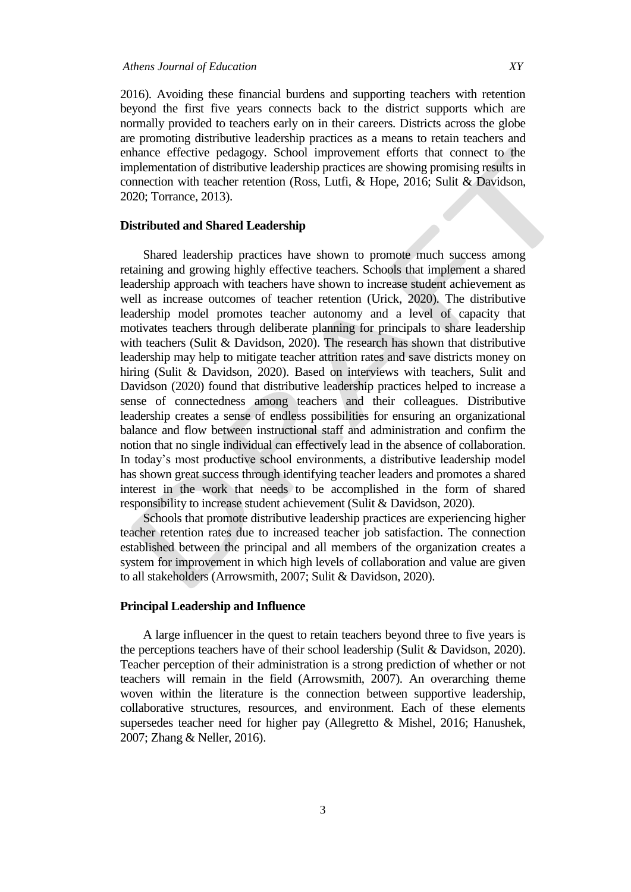2016). Avoiding these financial burdens and supporting teachers with retention beyond the first five years connects back to the district supports which are normally provided to teachers early on in their careers. Districts across the globe are promoting distributive leadership practices as a means to retain teachers and enhance effective pedagogy. School improvement efforts that connect to the implementation of distributive leadership practices are showing promising results in connection with teacher retention (Ross, Lutfi, & Hope, 2016; Sulit & Davidson, 2020; Torrance, 2013).

### Distributed and Shared Leadership

Shared leadership practices have shown to promote much success among retaining and growing highly effective teachers. Schools that implement a shared leadership approach with teachers have shown to increase student achievement as well as increase outcomes of teacher retention (Urick, 2020). The distributive leadership model promotes teacher autonomy and a level of capacity that motivates teachers through deliberate planning for principals to share leadership with teachers (Sulit & Davidson, 2020). The research has shown that distributive leadership may help to mitigate teacher attrition rates and save districts money on hiring (Sulit & Davidson, 2020). Based on interviews with teachers, Sulit and Davidson (2020) found that distributive leadership practices helped to increase a sense of connectedness among teachers and their colleagues. Distributive leadership creates a sense of endless possibilities for ensuring an organizational balance and flow between instructional staff and administration and confirm the notion that no single individual can effectively lead in the absence of collaboration. In today's most productive school environments, a distributive leadership model has shown great success through identifying teacher leaders and promotes a shared interest in the work that needs to be accomplished in the form of shared responsibility to increase student achievement (Sulit & Davidson, 2020).

Schools that promote distributive leadership practices are experiencing higher teacher retention rates due to increased teacher job satisfaction. The connection established between the principal and all members of the organization creates a system for improvement in which high levels of collaboration and value are given to all stakeholders (Arrowsmith, 2007; Sulit & Davidson, 2020).

### Principal Leadership and Influence

A large influencer in the quest to retain teachers beyond three to five years is the perceptions teachers have of their school leadership (Sulit & Davidson, 2020). Teacher perception of their administration is a strong prediction of whether or not teachers will remain in the field (Arrowsmith, 2007). An overarching theme woven within the literature is the connection between supportive leadership, collaborative structures, resources, and environment. Each of these elements supersedes teacher need for higher pay (Allegretto & Mishel, 2016; Hanushek, 2007; Zhang & Neller, 2016).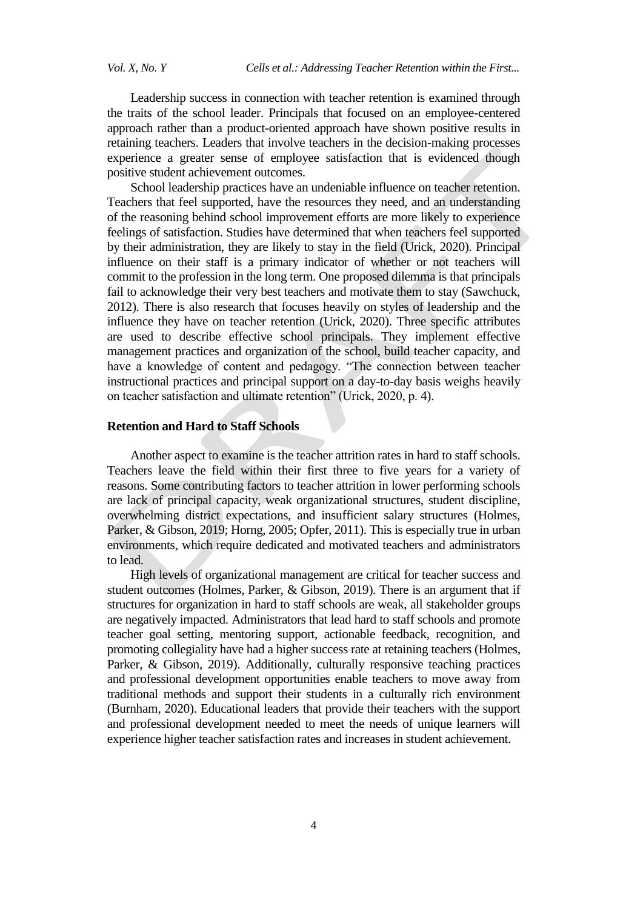Leadership success in connection with teacher retention is examined through the traits of the school leader. Principals that focused on an employee-centered approach rather than a product-oriented approach have shown positive results in retaining teachers. Leaders that involve teachers in the decision-making processes experience a greater sense of employee satisfaction that is evidenced though positive student achievement outcomes.

School leadership practices have an undeniable influence on teacher retention. Teachers that feel supported, have the resources they need, and an understanding of the reasoning behind school improvement efforts are more likely to experience feelings of satisfaction. Studies have determined that when teachers feel supported by their administration, they are likely to stay in the field (Urick, 2020). Principal influence on their staff is a primary indicator of whether or not teachers will commit to the profession in the long term. One proposed dilemma is that principals fail to acknowledge their very best teachers and motivate them to stay (Sawchuck, 2012). There is also research that focuses heavily on styles of leadership and the influence they have on teacher retention (Urick, 2020). Three specific attributes are used to describe effective school principals. They implement effective management practices and organization of the school, build teacher capacity, and have a knowledge of content and pedagogy. "The connection between teacher instructional practices and principal support on a day-to-day basis weighs heavily on teacher satisfaction and ultimate retention" (Urick, 2020, p. 4).

## Retention and Hard to Staff Schools

Another aspect to examine is the teacher attrition rates in hard to staff schools. Teachers leave the field within their first three to five years for a variety of reasons. Some contributing factors to teacher attrition in lower performing schools are lack of principal capacity, weak organizational structures, student discipline, overwhelming district expectations, and insufficient salary structures (Holmes, Parker, & Gibson, 2019; Horng, 2005; Opfer, 2011). This is especially true in urban environments, which require dedicated and motivated teachers and administrators to lead.

High levels of organizational management are critical for teacher success and student outcomes (Holmes, Parker, & Gibson, 2019). There is an argument that if structures for organization in hard to staff schools are weak, all stakeholder groups are negatively impacted. Administrators that lead hard to staff schools and promote teacher goal setting, mentoring support, actionable feedback, recognition, and promoting collegiality have had a higher success rate at retaining teachers (Holmes, Parker, & Gibson, 2019). Additionally, culturally responsive teaching practices and professional development opportunities enable teachers to move away from traditional methods and support their students in a culturally rich environment (Burnham, 2020). Educational leaders that provide their teachers with the support and professional development needed to meet the needs of unique learners will experience higher teacher satisfaction rates and increases in student achievement.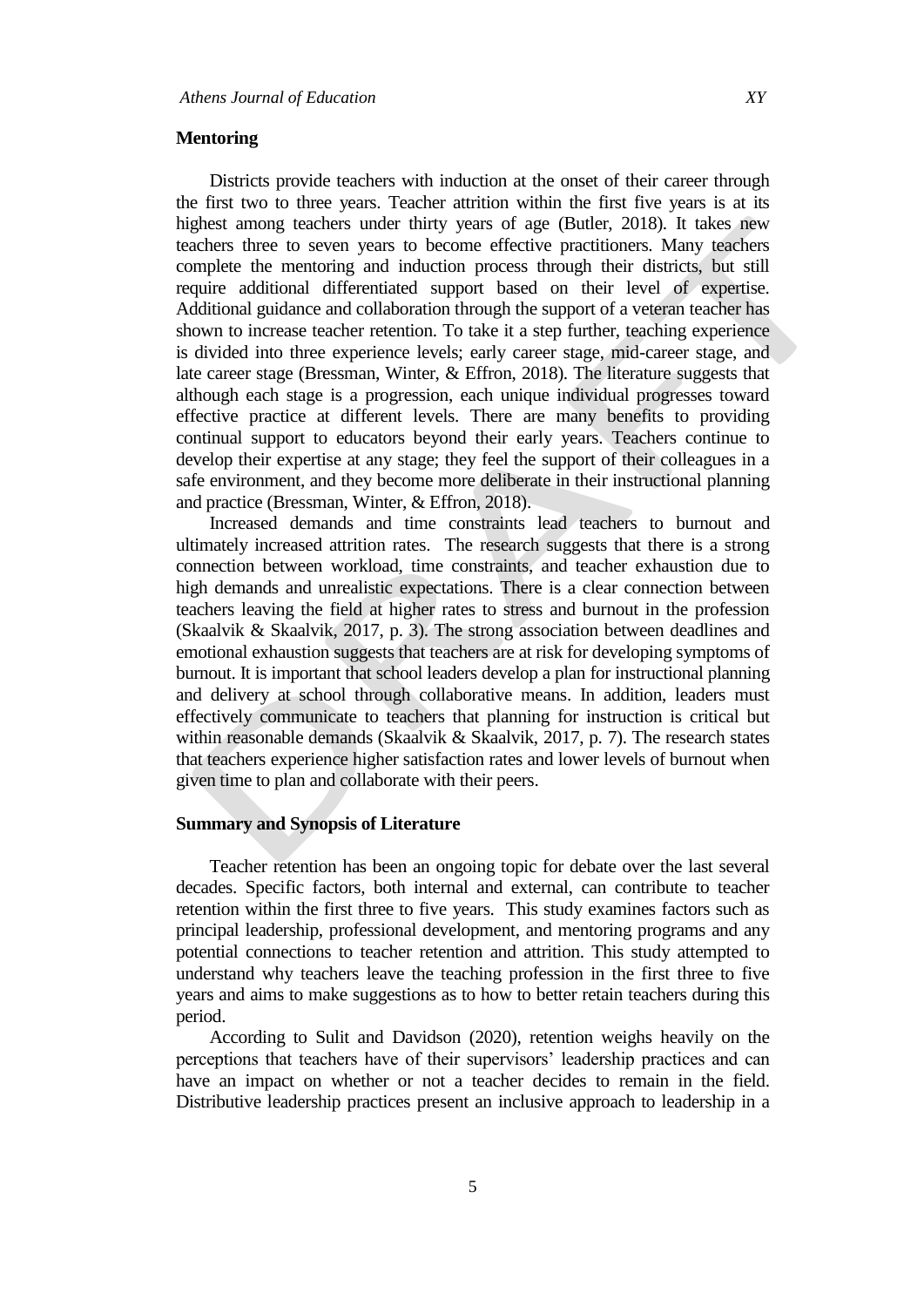## Mentoring

Districts provide teachers with induction at the onset of their career through the first two to three years. Teacher attrition within the first five years is at its highest among teachers under thirty years of age (Butler, 2018). It takes new teachers three to seven years to become effective practitioners. Many teachers complete the mentoring and induction process through their districts, but still require additional differentiated support based on their level of expertise. Additional guidance and collaboration through the support of a veteran teacher has shown to increase teacher retention. To take it a step further, teaching experience is divided into three experience levels; early career stage, mid-career stage, and late career stage (Bressman, Winter, & Effron, 2018). The literature suggests that although each stage is a progression, each unique individual progresses toward effective practice at different levels. There are many benefits to providing continual support to educators beyond their early years. Teachers continue to develop their expertise at any stage; they feel the support of their colleagues in a safe environment, and they become more deliberate in their instructional planning and practice (Bressman, Winter, & Effron, 2018).

Increased demands and time constraints lead teachers to burnout and ultimately increased attrition rates. The research suggests that there is a strong connection between workload, time constraints, and teacher exhaustion due to high demands and unrealistic expectations. There is a clear connection between teachers leaving the field at higher rates to stress and burnout in the profession (Skaalvik & Skaalvik, 2017, p. 3). The strong association between deadlines and emotional exhaustion suggests that teachers are at risk for developing symptoms of burnout. It is important that school leaders develop a plan for instructional planning and delivery at school through collaborative means. In addition, leaders must effectively communicate to teachers that planning for instruction is critical but within reasonable demands (Skaalvik & Skaalvik, 2017, p. 7). The research states that teachers experience higher satisfaction rates and lower levels of burnout when given time to plan and collaborate with their peers.

## Summary and Synopsis of Literature

Teacher retention has been an ongoing topic for debate over the last several decades. Specific factors, both internal and external, can contribute to teacher retention within the first three to five years. This study examines factors such as principal leadership, professional development, and mentoring programs and any potential connections to teacher retention and attrition. This study attempted to understand why teachers leave the teaching profession in the first three to five years and aims to make suggestions as to how to better retain teachers during this period.

According to Sulit and Davidson (2020), retention weighs heavily on the perceptions that teachers have of their supervisors' leadership practices and can have an impact on whether or not a teacher decides to remain in the field. Distributive leadership practices present an inclusive approach to leadership in a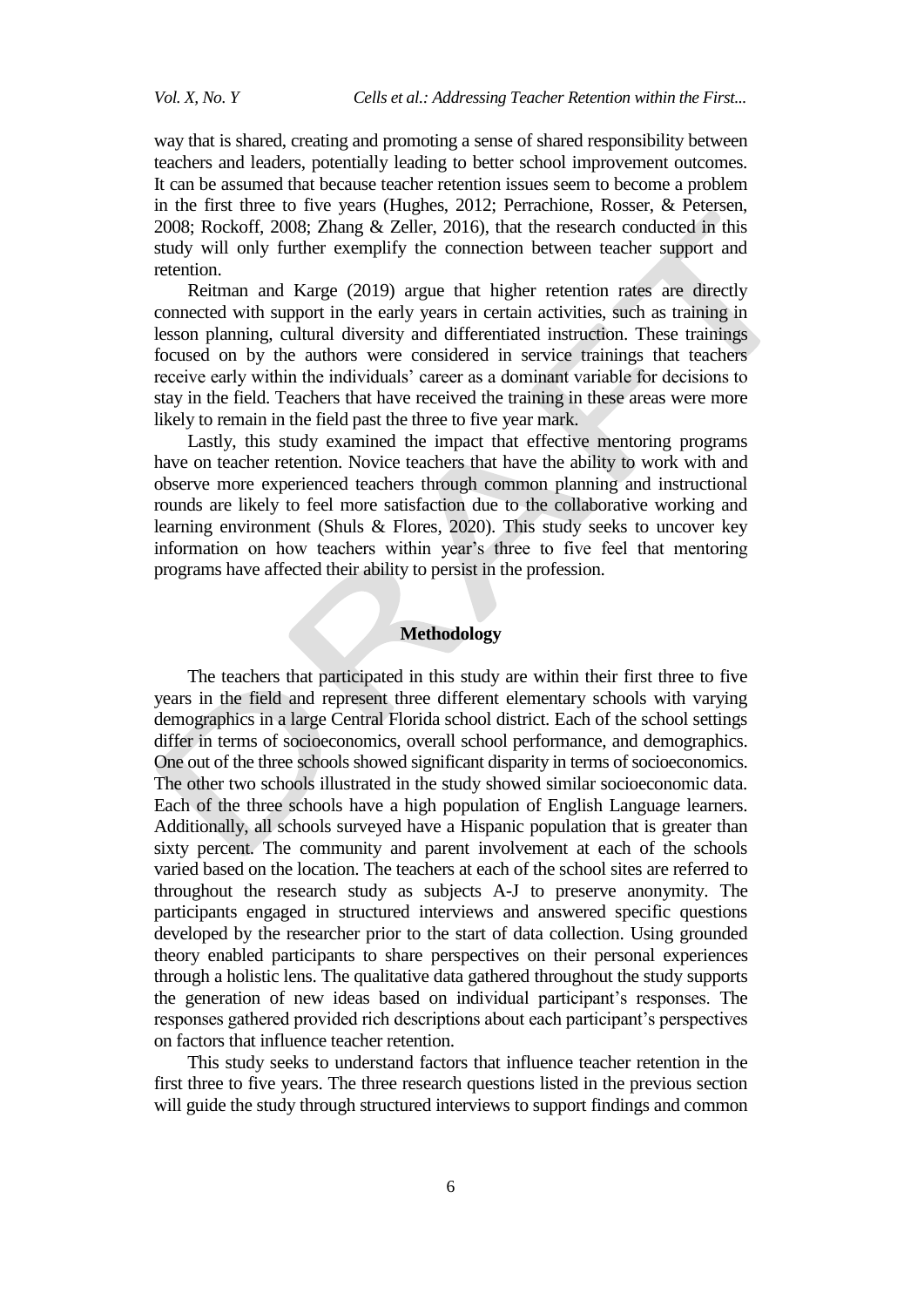way that is shared, creating and promoting a sense of shared responsibility between teachers and leaders, potentially leading to better school improvement outcomes. It can be assumed that because teacher retention issues seem to become a problem in the first three to five years (Hughes, 2012; Perrachione, Rosser, & Petersen, 2008; Rockoff, 2008; Zhang & Zeller, 2016), that the research conducted in this study will only further exemplify the connection between teacher support and retention.

Reitman and Karge (2019) argue that higher retention rates are directly connected with support in the early years in certain activities, such as training in lesson planning, cultural diversity and differentiated instruction. These trainings focused on by the authors were considered in service trainings that teachers receive early within the individuals' career as a dominant variable for decisions to stay in the field. Teachers that have received the training in these areas were more likely to remain in the field past the three to five year mark.

Lastly, this study examined the impact that effective mentoring programs have on teacher retention. Novice teachers that have the ability to work with and observe more experienced teachers through common planning and instructional rounds are likely to feel more satisfaction due to the collaborative working and learning environment (Shuls & Flores, 2020). This study seeks to uncover key information on how teachers within year's three to five feel that mentoring programs have affected their ability to persist in the profession.

## Methodology

The teachers that participated in this study are within their first three to five years in the field and represent three different elementary schools with varying demographics in a large Central Florida school district. Each of the school settings differ in terms of socioeconomics, overall school performance, and demographics. One out of the three schools showed significant disparity in terms of socioeconomics. The other two schools illustrated in the study showed similar socioeconomic data. Each of the three schools have a high population of English Language learners. Additionally, all schools surveyed have a Hispanic population that is greater than sixty percent. The community and parent involvement at each of the schools varied based on the location. The teachers at each of the school sites are referred to throughout the research study as subjects A-J to preserve anonymity. The participants engaged in structured interviews and answered specific questions developed by the researcher prior to the start of data collection. Using grounded theory enabled participants to share perspectives on their personal experiences through a holistic lens. The qualitative data gathered throughout the study supports the generation of new ideas based on individual participant's responses. The responses gathered provided rich descriptions about each participant's perspectives on factors that influence teacher retention.

This study seeks to understand factors that influence teacher retention in the first three to five years. The three research questions listed in the previous section will guide the study through structured interviews to support findings and common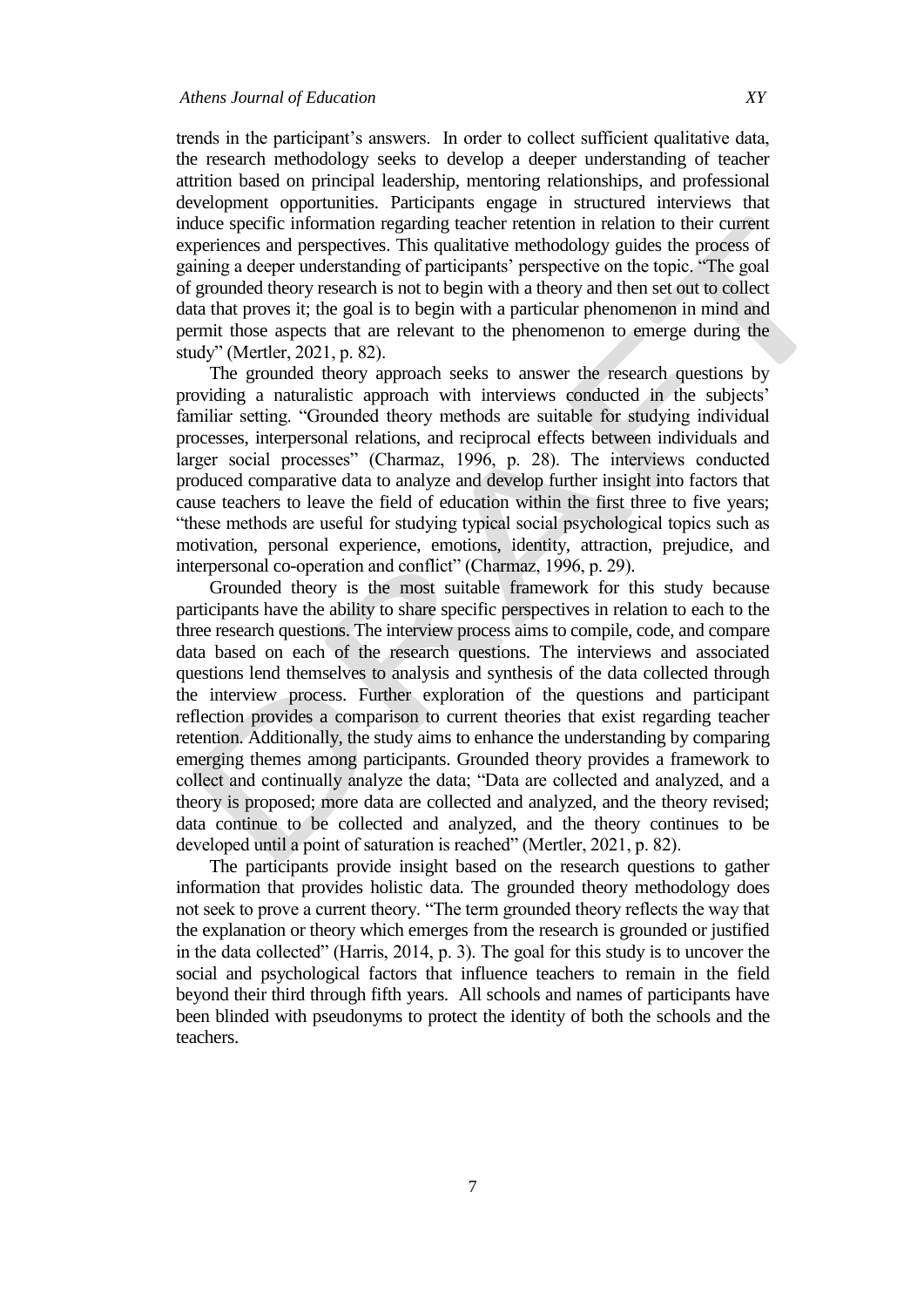trends in the participant's answers. In order to collect sufficient qualitative data, the research methodology seeks to develop a deeper understanding of teacher attrition based on principal leadership, mentoring relationships, and professional development opportunities. Participants engage in structured interviews that induce specific information regarding teacher retention in relation to their current experiences and perspectives. This qualitative methodology guides the process of gaining a deeper understanding of participants' perspective on the topic. "The goal of grounded theory research is not to begin with a theory and then set out to collect data that proves it; the goal is to begin with a particular phenomenon in mind and permit those aspects that are relevant to the phenomenon to emerge during the study" (Mertler, 2021, p. 82).

The grounded theory approach seeks to answer the research questions by providing a naturalistic approach with interviews conducted in the subjects' familiar setting. "Grounded theory methods are suitable for studying individual processes, interpersonal relations, and reciprocal effects between individuals and larger social processes" (Charmaz, 1996, p. 28). The interviews conducted produced comparative data to analyze and develop further insight into factors that cause teachers to leave the field of education within the first three to five years; "these methods are useful for studying typical social psychological topics such as motivation, personal experience, emotions, identity, attraction, prejudice, and interpersonal co-operation and conflict" (Charmaz, 1996, p. 29).

Grounded theory is the most suitable framework for this study because participants have the ability to share specific perspectives in relation to each to the three research questions. The interview process aims to compile, code, and compare data based on each of the research questions. The interviews and associated questions lend themselves to analysis and synthesis of the data collected through the interview process. Further exploration of the questions and participant reflection provides a comparison to current theories that exist regarding teacher retention. Additionally, the study aims to enhance the understanding by comparing emerging themes among participants. Grounded theory provides a framework to collect and continually analyze the data; "Data are collected and analyzed, and a theory is proposed; more data are collected and analyzed, and the theory revised; data continue to be collected and analyzed, and the theory continues to be developed until a point of saturation is reached" (Mertler, 2021, p. 82).

The participants provide insight based on the research questions to gather information that provides holistic data. The grounded theory methodology does not seek to prove a current theory. "The term grounded theory reflects the way that the explanation or theory which emerges from the research is grounded or justified in the data collected" (Harris, 2014, p. 3). The goal for this study is to uncover the social and psychological factors that influence teachers to remain in the field beyond their third through fifth years. All schools and names of participants have been blinded with pseudonyms to protect the identity of both the schools and the teachers.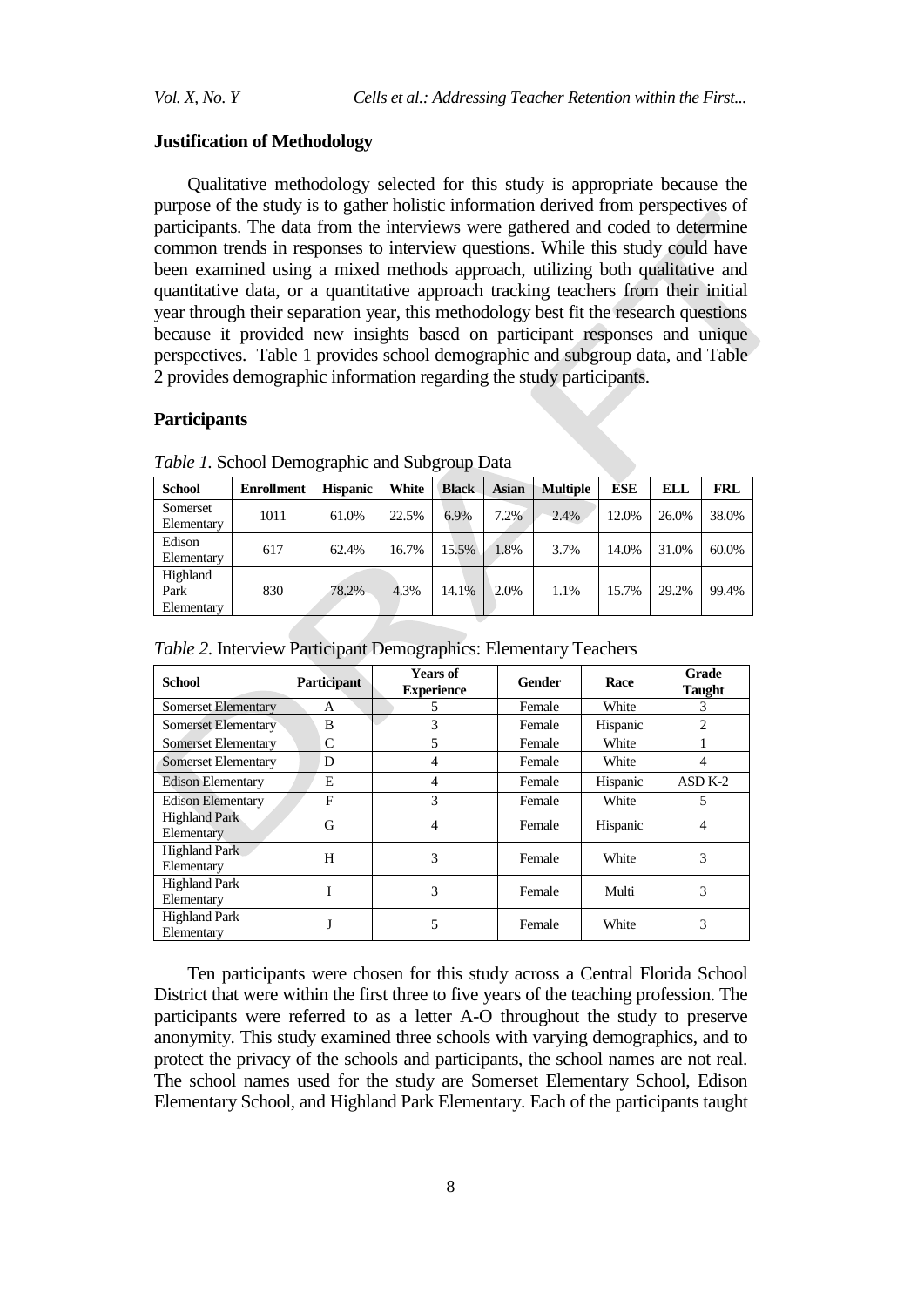### Justification of Methodology

Qualitative methodology selected for this study is appropriate because the purpose of the study is to gather holistic information derived from perspectives of participants. The data from the interviews were gathered and coded to determine common trends in responses to interview questions. While this study could have been examined using a mixed methods approach, utilizing both qualitative and quantitative data, or a quantitative approach tracking teachers from their initial year through their separation year, this methodology best fit the research questions because it provided new insights based on participant responses and unique perspectives. Table 1 provides school demographic and subgroup data, and Table 2 provides demographic information regarding the study participants.

### Participants

*Table 1.* School Demographic and Subgroup Data

| School | Enrollment | Hispanic | White | Black | Asian | Multiple | ESE | ELL | FRL |
|---|---|---|---|---|---|---|---|---|---|
| Somerset Elementary | 1011 | 61.0% | 22.5% | 6.9% | 7.2% | 2.4% | 12.0% | 26.0% | 38.0% |
| Edison Elementary | 617 | 62.4% | 16.7% | 15.5% | 1.8% | 3.7% | 14.0% | 31.0% | 60.0% |
| Highland Park Elementary | 830 | 78.2% | 4.3% | 14.1% | 2.0% | 1.1% | 15.7% | 29.2% | 99.4% |

*Table 2.* Interview Participant Demographics: Elementary Teachers

| School | Participant | Years of Experience | Gender | Race | Grade Taught |
|---|---|---|---|---|---|
| Somerset Elementary | A | 5 | Female | White | 3 |
| Somerset Elementary | B | 3 | Female | Hispanic | 2 |
| Somerset Elementary | C | 5 | Female | White | 1 |
| Somerset Elementary | D | 4 | Female | White | 4 |
| Edison Elementary | E | 4 | Female | Hispanic | ASD K-2 |
| Edison Elementary | F | 3 | Female | White | 5 |
| Highland Park Elementary | G | 4 | Female | Hispanic | 4 |
| Highland Park Elementary | H | 3 | Female | White | 3 |
| Highland Park Elementary | I | 3 | Female | Multi | 3 |
| Highland Park Elementary | J | 5 | Female | White | 3 |

Ten participants were chosen for this study across a Central Florida School District that were within the first three to five years of the teaching profession. The participants were referred to as a letter A-O throughout the study to preserve anonymity. This study examined three schools with varying demographics, and to protect the privacy of the schools and participants, the school names are not real. The school names used for the study are Somerset Elementary School, Edison Elementary School, and Highland Park Elementary. Each of the participants taught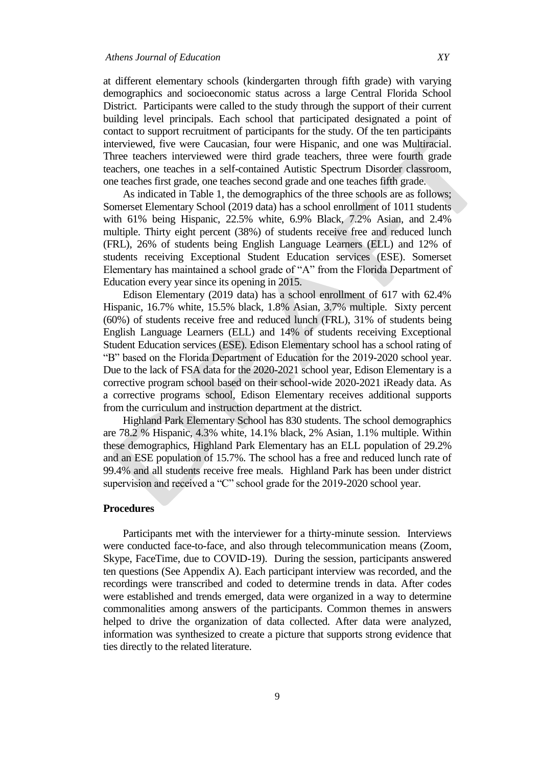at different elementary schools (kindergarten through fifth grade) with varying demographics and socioeconomic status across a large Central Florida School District. Participants were called to the study through the support of their current building level principals. Each school that participated designated a point of contact to support recruitment of participants for the study. Of the ten participants interviewed, five were Caucasian, four were Hispanic, and one was Multiracial. Three teachers interviewed were third grade teachers, three were fourth grade teachers, one teaches in a self-contained Autistic Spectrum Disorder classroom, one teaches first grade, one teaches second grade and one teaches fifth grade.

As indicated in Table 1, the demographics of the three schools are as follows; Somerset Elementary School (2019 data) has a school enrollment of 1011 students with 61% being Hispanic, 22.5% white, 6.9% Black, 7.2% Asian, and 2.4% multiple. Thirty eight percent (38%) of students receive free and reduced lunch (FRL), 26% of students being English Language Learners (ELL) and 12% of students receiving Exceptional Student Education services (ESE). Somerset Elementary has maintained a school grade of "A" from the Florida Department of Education every year since its opening in 2015.

Edison Elementary (2019 data) has a school enrollment of 617 with 62.4% Hispanic, 16.7% white, 15.5% black, 1.8% Asian, 3.7% multiple. Sixty percent (60%) of students receive free and reduced lunch (FRL), 31% of students being English Language Learners (ELL) and 14% of students receiving Exceptional Student Education services (ESE). Edison Elementary school has a school rating of "B" based on the Florida Department of Education for the 2019-2020 school year. Due to the lack of FSA data for the 2020-2021 school year, Edison Elementary is a corrective program school based on their school-wide 2020-2021 iReady data. As a corrective programs school, Edison Elementary receives additional supports from the curriculum and instruction department at the district.

Highland Park Elementary School has 830 students. The school demographics are 78.2 % Hispanic, 4.3% white, 14.1% black, 2% Asian, 1.1% multiple. Within these demographics, Highland Park Elementary has an ELL population of 29.2% and an ESE population of 15.7%. The school has a free and reduced lunch rate of 99.4% and all students receive free meals. Highland Park has been under district supervision and received a "C" school grade for the 2019-2020 school year.

### Procedures

Participants met with the interviewer for a thirty-minute session. Interviews were conducted face-to-face, and also through telecommunication means (Zoom, Skype, FaceTime, due to COVID-19). During the session, participants answered ten questions (See Appendix A). Each participant interview was recorded, and the recordings were transcribed and coded to determine trends in data. After codes were established and trends emerged, data were organized in a way to determine commonalities among answers of the participants. Common themes in answers helped to drive the organization of data collected. After data were analyzed, information was synthesized to create a picture that supports strong evidence that ties directly to the related literature.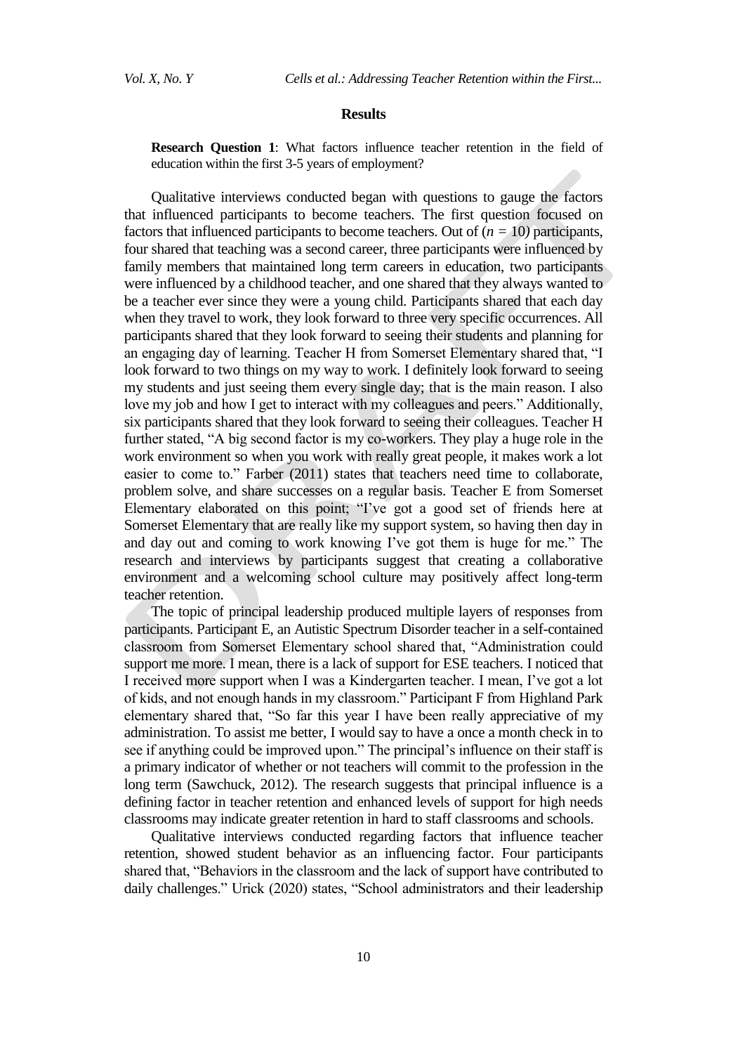## Results

> **Research Question 1**: What factors influence teacher retention in the field of education within the first 3-5 years of employment?

Qualitative interviews conducted began with questions to gauge the factors that influenced participants to become teachers. The first question focused on factors that influenced participants to become teachers. Out of ($n = 10$) participants, four shared that teaching was a second career, three participants were influenced by family members that maintained long term careers in education, two participants were influenced by a childhood teacher, and one shared that they always wanted to be a teacher ever since they were a young child. Participants shared that each day when they travel to work, they look forward to three very specific occurrences. All participants shared that they look forward to seeing their students and planning for an engaging day of learning. Teacher H from Somerset Elementary shared that, "I look forward to two things on my way to work. I definitely look forward to seeing my students and just seeing them every single day; that is the main reason. I also love my job and how I get to interact with my colleagues and peers." Additionally, six participants shared that they look forward to seeing their colleagues. Teacher H further stated, "A big second factor is my co-workers. They play a huge role in the work environment so when you work with really great people, it makes work a lot easier to come to." Farber (2011) states that teachers need time to collaborate, problem solve, and share successes on a regular basis. Teacher E from Somerset Elementary elaborated on this point; "I've got a good set of friends here at Somerset Elementary that are really like my support system, so having then day in and day out and coming to work knowing I've got them is huge for me." The research and interviews by participants suggest that creating a collaborative environment and a welcoming school culture may positively affect long-term teacher retention.

The topic of principal leadership produced multiple layers of responses from participants. Participant E, an Autistic Spectrum Disorder teacher in a self-contained classroom from Somerset Elementary school shared that, "Administration could support me more. I mean, there is a lack of support for ESE teachers. I noticed that I received more support when I was a Kindergarten teacher. I mean, I've got a lot of kids, and not enough hands in my classroom." Participant F from Highland Park elementary shared that, "So far this year I have been really appreciative of my administration. To assist me better, I would say to have a once a month check in to see if anything could be improved upon." The principal's influence on their staff is a primary indicator of whether or not teachers will commit to the profession in the long term (Sawchuck, 2012). The research suggests that principal influence is a defining factor in teacher retention and enhanced levels of support for high needs classrooms may indicate greater retention in hard to staff classrooms and schools.

Qualitative interviews conducted regarding factors that influence teacher retention, showed student behavior as an influencing factor. Four participants shared that, "Behaviors in the classroom and the lack of support have contributed to daily challenges." Urick (2020) states, "School administrators and their leadership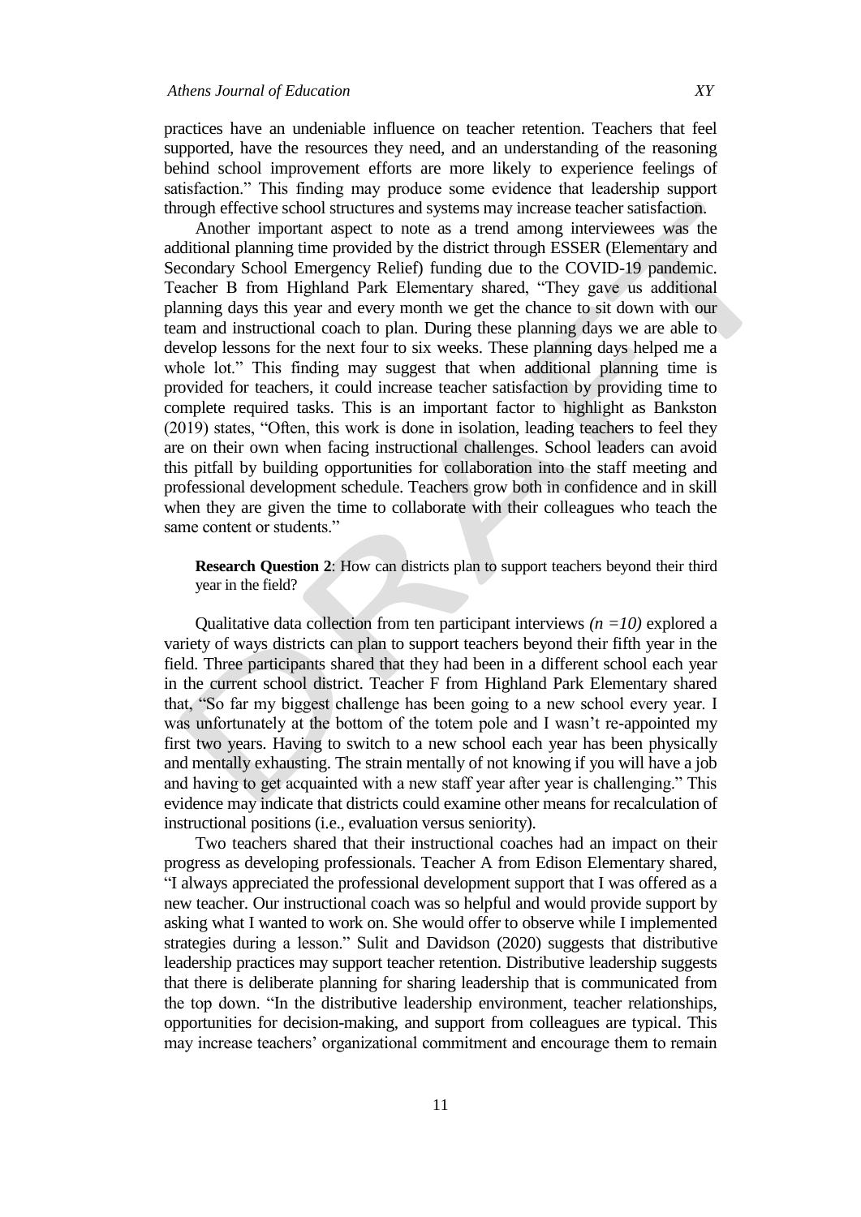practices have an undeniable influence on teacher retention. Teachers that feel supported, have the resources they need, and an understanding of the reasoning behind school improvement efforts are more likely to experience feelings of satisfaction." This finding may produce some evidence that leadership support through effective school structures and systems may increase teacher satisfaction.

Another important aspect to note as a trend among interviewees was the additional planning time provided by the district through ESSER (Elementary and Secondary School Emergency Relief) funding due to the COVID-19 pandemic. Teacher B from Highland Park Elementary shared, "They gave us additional planning days this year and every month we get the chance to sit down with our team and instructional coach to plan. During these planning days we are able to develop lessons for the next four to six weeks. These planning days helped me a whole lot." This finding may suggest that when additional planning time is provided for teachers, it could increase teacher satisfaction by providing time to complete required tasks. This is an important factor to highlight as Bankston (2019) states, "Often, this work is done in isolation, leading teachers to feel they are on their own when facing instructional challenges. School leaders can avoid this pitfall by building opportunities for collaboration into the staff meeting and professional development schedule. Teachers grow both in confidence and in skill when they are given the time to collaborate with their colleagues who teach the same content or students."

> **Research Question 2**: How can districts plan to support teachers beyond their third year in the field?

Qualitative data collection from ten participant interviews *(n =10)* explored a variety of ways districts can plan to support teachers beyond their fifth year in the field. Three participants shared that they had been in a different school each year in the current school district. Teacher F from Highland Park Elementary shared that, "So far my biggest challenge has been going to a new school every year. I was unfortunately at the bottom of the totem pole and I wasn't re-appointed my first two years. Having to switch to a new school each year has been physically and mentally exhausting. The strain mentally of not knowing if you will have a job and having to get acquainted with a new staff year after year is challenging." This evidence may indicate that districts could examine other means for recalculation of instructional positions (i.e., evaluation versus seniority).

Two teachers shared that their instructional coaches had an impact on their progress as developing professionals. Teacher A from Edison Elementary shared, "I always appreciated the professional development support that I was offered as a new teacher. Our instructional coach was so helpful and would provide support by asking what I wanted to work on. She would offer to observe while I implemented strategies during a lesson." Sulit and Davidson (2020) suggests that distributive leadership practices may support teacher retention. Distributive leadership suggests that there is deliberate planning for sharing leadership that is communicated from the top down. "In the distributive leadership environment, teacher relationships, opportunities for decision-making, and support from colleagues are typical. This may increase teachers' organizational commitment and encourage them to remain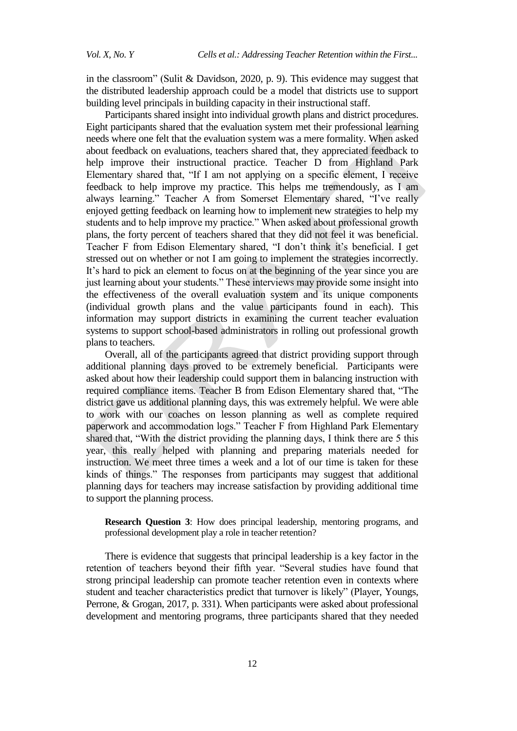in the classroom" (Sulit & Davidson, 2020, p. 9). This evidence may suggest that the distributed leadership approach could be a model that districts use to support building level principals in building capacity in their instructional staff.

Participants shared insight into individual growth plans and district procedures. Eight participants shared that the evaluation system met their professional learning needs where one felt that the evaluation system was a mere formality. When asked about feedback on evaluations, teachers shared that, they appreciated feedback to help improve their instructional practice. Teacher D from Highland Park Elementary shared that, "If I am not applying on a specific element, I receive feedback to help improve my practice. This helps me tremendously, as I am always learning." Teacher A from Somerset Elementary shared, "I've really enjoyed getting feedback on learning how to implement new strategies to help my students and to help improve my practice." When asked about professional growth plans, the forty percent of teachers shared that they did not feel it was beneficial. Teacher F from Edison Elementary shared, "I don't think it's beneficial. I get stressed out on whether or not I am going to implement the strategies incorrectly. It's hard to pick an element to focus on at the beginning of the year since you are just learning about your students." These interviews may provide some insight into the effectiveness of the overall evaluation system and its unique components (individual growth plans and the value participants found in each). This information may support districts in examining the current teacher evaluation systems to support school-based administrators in rolling out professional growth plans to teachers.

Overall, all of the participants agreed that district providing support through additional planning days proved to be extremely beneficial. Participants were asked about how their leadership could support them in balancing instruction with required compliance items. Teacher B from Edison Elementary shared that, "The district gave us additional planning days, this was extremely helpful. We were able to work with our coaches on lesson planning as well as complete required paperwork and accommodation logs." Teacher F from Highland Park Elementary shared that, "With the district providing the planning days, I think there are 5 this year, this really helped with planning and preparing materials needed for instruction. We meet three times a week and a lot of our time is taken for these kinds of things." The responses from participants may suggest that additional planning days for teachers may increase satisfaction by providing additional time to support the planning process.

> **Research Question 3**: How does principal leadership, mentoring programs, and professional development play a role in teacher retention?

There is evidence that suggests that principal leadership is a key factor in the retention of teachers beyond their fifth year. "Several studies have found that strong principal leadership can promote teacher retention even in contexts where student and teacher characteristics predict that turnover is likely" (Player, Youngs, Perrone, & Grogan, 2017, p. 331). When participants were asked about professional development and mentoring programs, three participants shared that they needed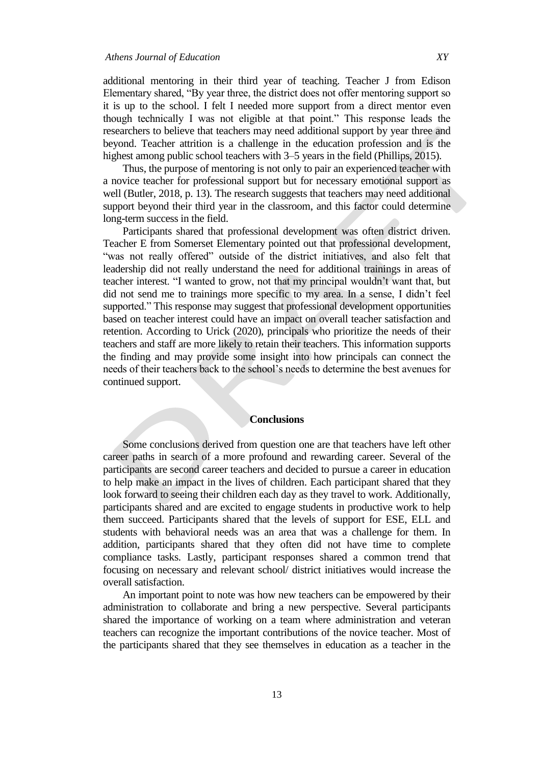additional mentoring in their third year of teaching. Teacher J from Edison Elementary shared, "By year three, the district does not offer mentoring support so it is up to the school. I felt I needed more support from a direct mentor even though technically I was not eligible at that point." This response leads the researchers to believe that teachers may need additional support by year three and beyond. Teacher attrition is a challenge in the education profession and is the highest among public school teachers with 3–5 years in the field (Phillips, 2015).

Thus, the purpose of mentoring is not only to pair an experienced teacher with a novice teacher for professional support but for necessary emotional support as well (Butler, 2018, p. 13). The research suggests that teachers may need additional support beyond their third year in the classroom, and this factor could determine long-term success in the field.

Participants shared that professional development was often district driven. Teacher E from Somerset Elementary pointed out that professional development, "was not really offered" outside of the district initiatives, and also felt that leadership did not really understand the need for additional trainings in areas of teacher interest. "I wanted to grow, not that my principal wouldn't want that, but did not send me to trainings more specific to my area. In a sense, I didn't feel supported." This response may suggest that professional development opportunities based on teacher interest could have an impact on overall teacher satisfaction and retention. According to Urick (2020), principals who prioritize the needs of their teachers and staff are more likely to retain their teachers. This information supports the finding and may provide some insight into how principals can connect the needs of their teachers back to the school's needs to determine the best avenues for continued support.

## Conclusions

Some conclusions derived from question one are that teachers have left other career paths in search of a more profound and rewarding career. Several of the participants are second career teachers and decided to pursue a career in education to help make an impact in the lives of children. Each participant shared that they look forward to seeing their children each day as they travel to work. Additionally, participants shared and are excited to engage students in productive work to help them succeed. Participants shared that the levels of support for ESE, ELL and students with behavioral needs was an area that was a challenge for them. In addition, participants shared that they often did not have time to complete compliance tasks. Lastly, participant responses shared a common trend that focusing on necessary and relevant school/ district initiatives would increase the overall satisfaction.

An important point to note was how new teachers can be empowered by their administration to collaborate and bring a new perspective. Several participants shared the importance of working on a team where administration and veteran teachers can recognize the important contributions of the novice teacher. Most of the participants shared that they see themselves in education as a teacher in the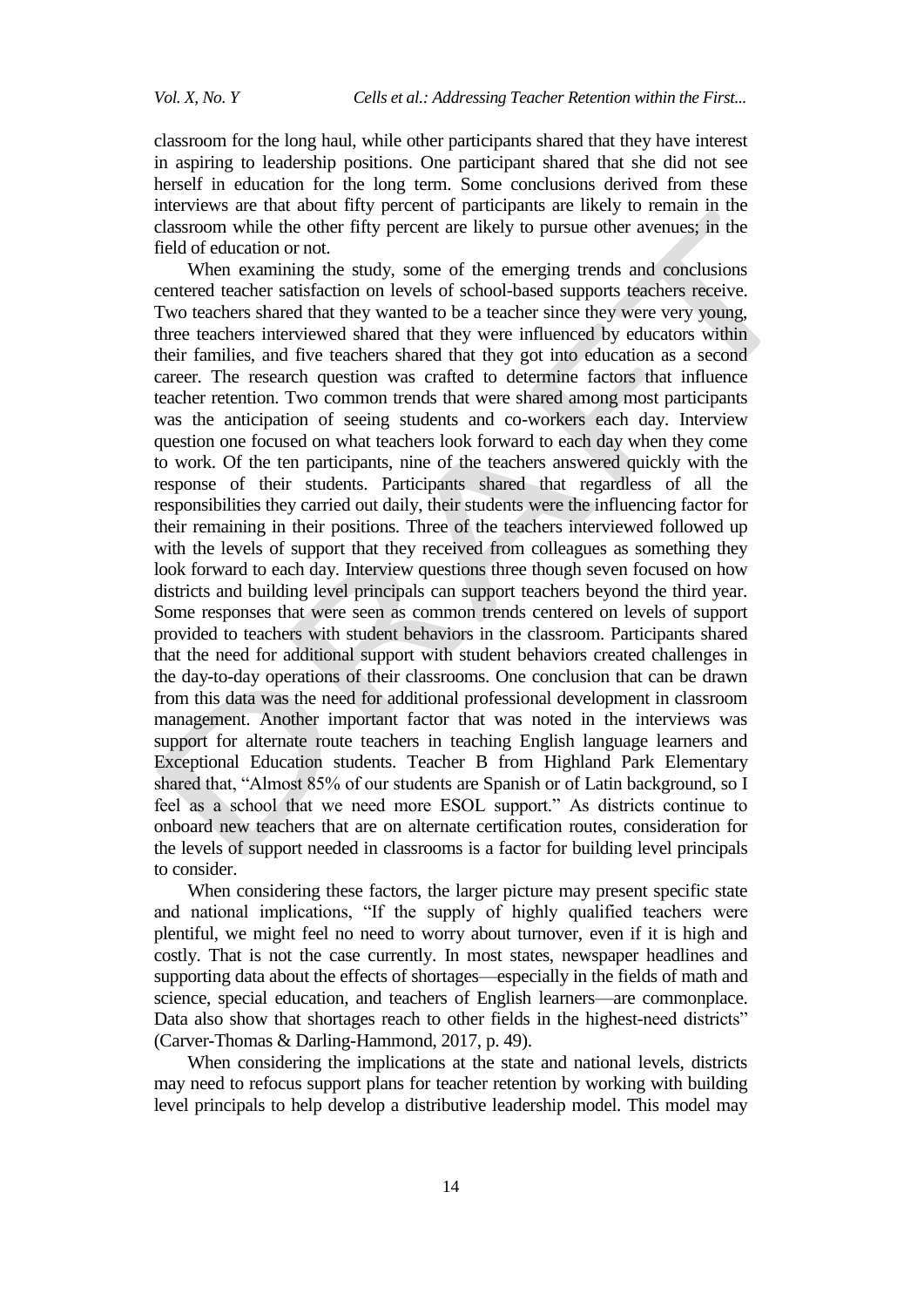classroom for the long haul, while other participants shared that they have interest in aspiring to leadership positions. One participant shared that she did not see herself in education for the long term. Some conclusions derived from these interviews are that about fifty percent of participants are likely to remain in the classroom while the other fifty percent are likely to pursue other avenues; in the field of education or not.

When examining the study, some of the emerging trends and conclusions centered teacher satisfaction on levels of school-based supports teachers receive. Two teachers shared that they wanted to be a teacher since they were very young, three teachers interviewed shared that they were influenced by educators within their families, and five teachers shared that they got into education as a second career. The research question was crafted to determine factors that influence teacher retention. Two common trends that were shared among most participants was the anticipation of seeing students and co-workers each day. Interview question one focused on what teachers look forward to each day when they come to work. Of the ten participants, nine of the teachers answered quickly with the response of their students. Participants shared that regardless of all the responsibilities they carried out daily, their students were the influencing factor for their remaining in their positions. Three of the teachers interviewed followed up with the levels of support that they received from colleagues as something they look forward to each day. Interview questions three though seven focused on how districts and building level principals can support teachers beyond the third year. Some responses that were seen as common trends centered on levels of support provided to teachers with student behaviors in the classroom. Participants shared that the need for additional support with student behaviors created challenges in the day-to-day operations of their classrooms. One conclusion that can be drawn from this data was the need for additional professional development in classroom management. Another important factor that was noted in the interviews was support for alternate route teachers in teaching English language learners and Exceptional Education students. Teacher B from Highland Park Elementary shared that, "Almost 85% of our students are Spanish or of Latin background, so I feel as a school that we need more ESOL support." As districts continue to onboard new teachers that are on alternate certification routes, consideration for the levels of support needed in classrooms is a factor for building level principals to consider.

When considering these factors, the larger picture may present specific state and national implications, "If the supply of highly qualified teachers were plentiful, we might feel no need to worry about turnover, even if it is high and costly. That is not the case currently. In most states, newspaper headlines and supporting data about the effects of shortages—especially in the fields of math and science, special education, and teachers of English learners—are commonplace. Data also show that shortages reach to other fields in the highest-need districts" (Carver-Thomas & Darling-Hammond, 2017, p. 49).

When considering the implications at the state and national levels, districts may need to refocus support plans for teacher retention by working with building level principals to help develop a distributive leadership model. This model may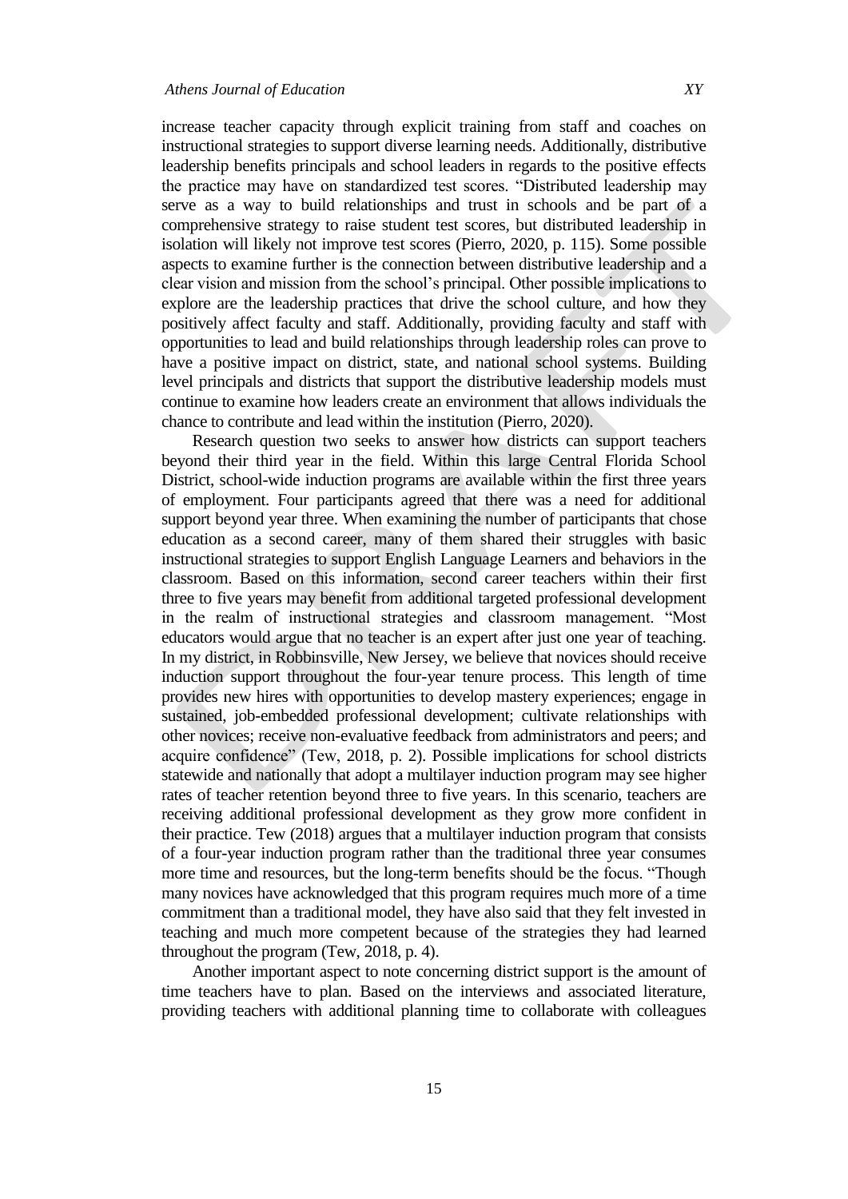increase teacher capacity through explicit training from staff and coaches on instructional strategies to support diverse learning needs. Additionally, distributive leadership benefits principals and school leaders in regards to the positive effects the practice may have on standardized test scores. "Distributed leadership may serve as a way to build relationships and trust in schools and be part of a comprehensive strategy to raise student test scores, but distributed leadership in isolation will likely not improve test scores (Pierro, 2020, p. 115). Some possible aspects to examine further is the connection between distributive leadership and a clear vision and mission from the school's principal. Other possible implications to explore are the leadership practices that drive the school culture, and how they positively affect faculty and staff. Additionally, providing faculty and staff with opportunities to lead and build relationships through leadership roles can prove to have a positive impact on district, state, and national school systems. Building level principals and districts that support the distributive leadership models must continue to examine how leaders create an environment that allows individuals the chance to contribute and lead within the institution (Pierro, 2020).

Research question two seeks to answer how districts can support teachers beyond their third year in the field. Within this large Central Florida School District, school-wide induction programs are available within the first three years of employment. Four participants agreed that there was a need for additional support beyond year three. When examining the number of participants that chose education as a second career, many of them shared their struggles with basic instructional strategies to support English Language Learners and behaviors in the classroom. Based on this information, second career teachers within their first three to five years may benefit from additional targeted professional development in the realm of instructional strategies and classroom management. "Most educators would argue that no teacher is an expert after just one year of teaching. In my district, in Robbinsville, New Jersey, we believe that novices should receive induction support throughout the four-year tenure process. This length of time provides new hires with opportunities to develop mastery experiences; engage in sustained, job-embedded professional development; cultivate relationships with other novices; receive non-evaluative feedback from administrators and peers; and acquire confidence" (Tew, 2018, p. 2). Possible implications for school districts statewide and nationally that adopt a multilayer induction program may see higher rates of teacher retention beyond three to five years. In this scenario, teachers are receiving additional professional development as they grow more confident in their practice. Tew (2018) argues that a multilayer induction program that consists of a four-year induction program rather than the traditional three year consumes more time and resources, but the long-term benefits should be the focus. "Though many novices have acknowledged that this program requires much more of a time commitment than a traditional model, they have also said that they felt invested in teaching and much more competent because of the strategies they had learned throughout the program (Tew, 2018, p. 4).

Another important aspect to note concerning district support is the amount of time teachers have to plan. Based on the interviews and associated literature, providing teachers with additional planning time to collaborate with colleagues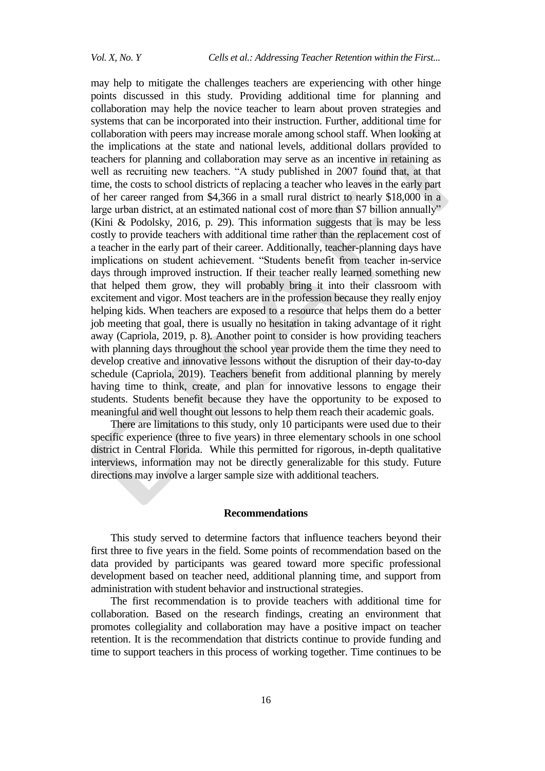may help to mitigate the challenges teachers are experiencing with other hinge points discussed in this study. Providing additional time for planning and collaboration may help the novice teacher to learn about proven strategies and systems that can be incorporated into their instruction. Further, additional time for collaboration with peers may increase morale among school staff. When looking at the implications at the state and national levels, additional dollars provided to teachers for planning and collaboration may serve as an incentive in retaining as well as recruiting new teachers. "A study published in 2007 found that, at that time, the costs to school districts of replacing a teacher who leaves in the early part of her career ranged from $4,366 in a small rural district to nearly $18,000 in a large urban district, at an estimated national cost of more than $7 billion annually" (Kini & Podolsky, 2016, p. 29). This information suggests that is may be less costly to provide teachers with additional time rather than the replacement cost of a teacher in the early part of their career. Additionally, teacher-planning days have implications on student achievement. "Students benefit from teacher in-service days through improved instruction. If their teacher really learned something new that helped them grow, they will probably bring it into their classroom with excitement and vigor. Most teachers are in the profession because they really enjoy helping kids. When teachers are exposed to a resource that helps them do a better job meeting that goal, there is usually no hesitation in taking advantage of it right away (Capriola, 2019, p. 8). Another point to consider is how providing teachers with planning days throughout the school year provide them the time they need to develop creative and innovative lessons without the disruption of their day-to-day schedule (Capriola, 2019). Teachers benefit from additional planning by merely having time to think, create, and plan for innovative lessons to engage their students. Students benefit because they have the opportunity to be exposed to meaningful and well thought out lessons to help them reach their academic goals.

There are limitations to this study, only 10 participants were used due to their specific experience (three to five years) in three elementary schools in one school district in Central Florida. While this permitted for rigorous, in-depth qualitative interviews, information may not be directly generalizable for this study. Future directions may involve a larger sample size with additional teachers.

## Recommendations

This study served to determine factors that influence teachers beyond their first three to five years in the field. Some points of recommendation based on the data provided by participants was geared toward more specific professional development based on teacher need, additional planning time, and support from administration with student behavior and instructional strategies.

The first recommendation is to provide teachers with additional time for collaboration. Based on the research findings, creating an environment that promotes collegiality and collaboration may have a positive impact on teacher retention. It is the recommendation that districts continue to provide funding and time to support teachers in this process of working together. Time continues to be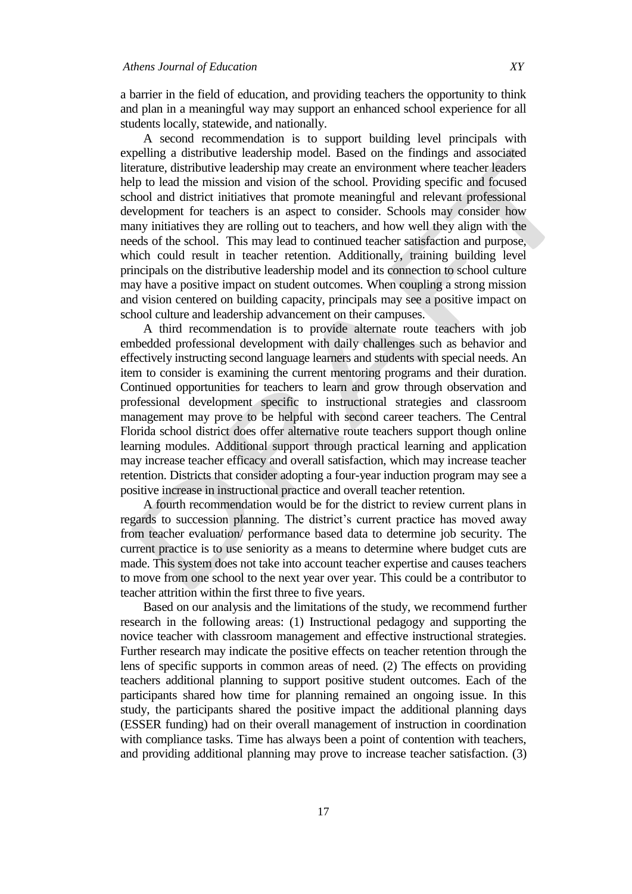a barrier in the field of education, and providing teachers the opportunity to think and plan in a meaningful way may support an enhanced school experience for all students locally, statewide, and nationally.

A second recommendation is to support building level principals with expelling a distributive leadership model. Based on the findings and associated literature, distributive leadership may create an environment where teacher leaders help to lead the mission and vision of the school. Providing specific and focused school and district initiatives that promote meaningful and relevant professional development for teachers is an aspect to consider. Schools may consider how many initiatives they are rolling out to teachers, and how well they align with the needs of the school. This may lead to continued teacher satisfaction and purpose, which could result in teacher retention. Additionally, training building level principals on the distributive leadership model and its connection to school culture may have a positive impact on student outcomes. When coupling a strong mission and vision centered on building capacity, principals may see a positive impact on school culture and leadership advancement on their campuses.

A third recommendation is to provide alternate route teachers with job embedded professional development with daily challenges such as behavior and effectively instructing second language learners and students with special needs. An item to consider is examining the current mentoring programs and their duration. Continued opportunities for teachers to learn and grow through observation and professional development specific to instructional strategies and classroom management may prove to be helpful with second career teachers. The Central Florida school district does offer alternative route teachers support though online learning modules. Additional support through practical learning and application may increase teacher efficacy and overall satisfaction, which may increase teacher retention. Districts that consider adopting a four-year induction program may see a positive increase in instructional practice and overall teacher retention.

A fourth recommendation would be for the district to review current plans in regards to succession planning. The district's current practice has moved away from teacher evaluation/ performance based data to determine job security. The current practice is to use seniority as a means to determine where budget cuts are made. This system does not take into account teacher expertise and causes teachers to move from one school to the next year over year. This could be a contributor to teacher attrition within the first three to five years.

Based on our analysis and the limitations of the study, we recommend further research in the following areas: (1) Instructional pedagogy and supporting the novice teacher with classroom management and effective instructional strategies. Further research may indicate the positive effects on teacher retention through the lens of specific supports in common areas of need. (2) The effects on providing teachers additional planning to support positive student outcomes. Each of the participants shared how time for planning remained an ongoing issue. In this study, the participants shared the positive impact the additional planning days (ESSER funding) had on their overall management of instruction in coordination with compliance tasks. Time has always been a point of contention with teachers, and providing additional planning may prove to increase teacher satisfaction. (3)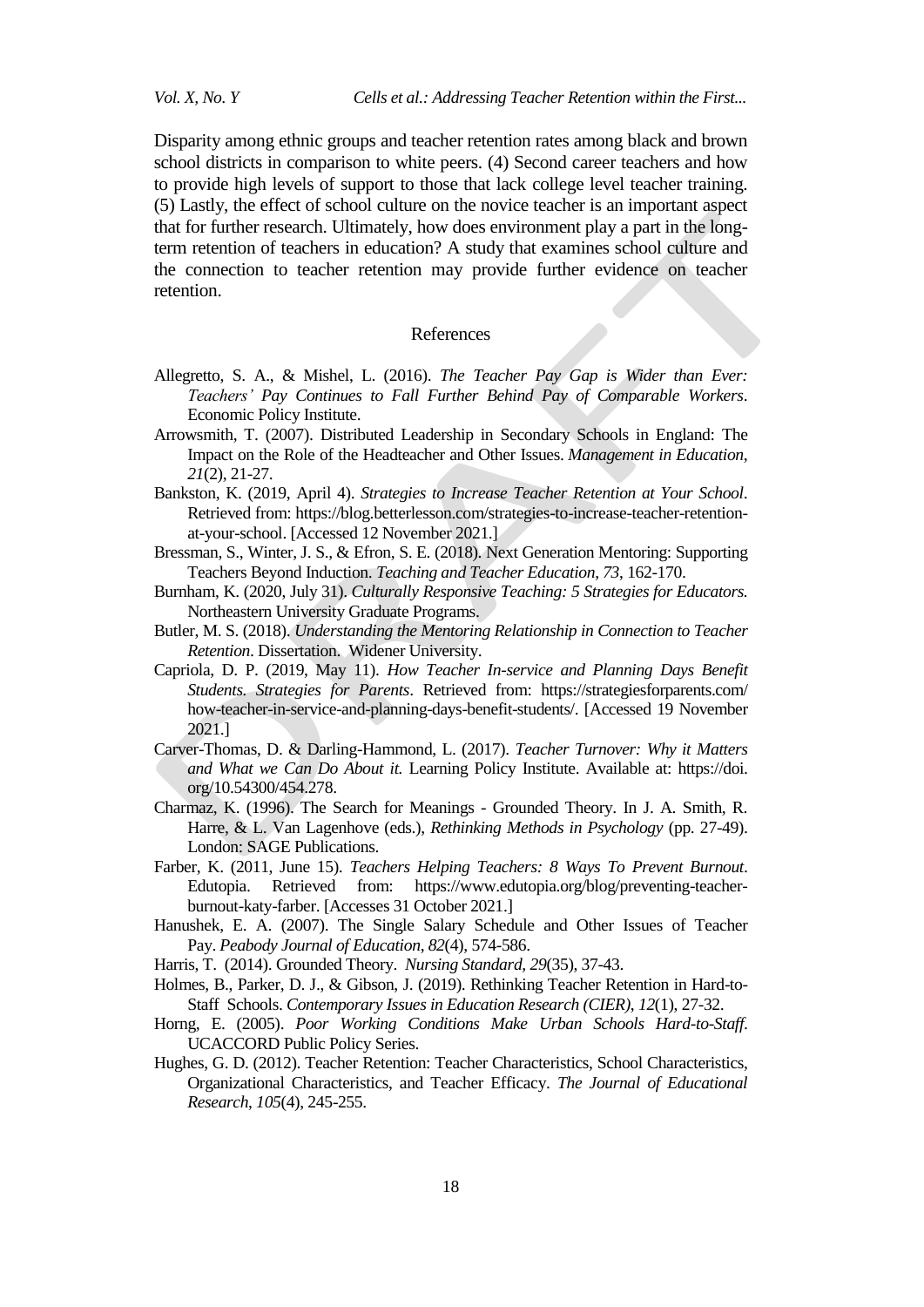Disparity among ethnic groups and teacher retention rates among black and brown school districts in comparison to white peers. (4) Second career teachers and how to provide high levels of support to those that lack college level teacher training. (5) Lastly, the effect of school culture on the novice teacher is an important aspect that for further research. Ultimately, how does environment play a part in the long-term retention of teachers in education? A study that examines school culture and the connection to teacher retention may provide further evidence on teacher retention.

## References

Allegretto, S. A., & Mishel, L. (2016). *The Teacher Pay Gap is Wider than Ever: Teachers' Pay Continues to Fall Further Behind Pay of Comparable Workers*. Economic Policy Institute.

Arrowsmith, T. (2007). Distributed Leadership in Secondary Schools in England: The Impact on the Role of the Headteacher and Other Issues. *Management in Education*, *21*(2), 21-27.

Bankston, K. (2019, April 4). *Strategies to Increase Teacher Retention at Your School*. Retrieved from: https://blog.betterlesson.com/strategies-to-increase-teacher-retention-at-your-school. [Accessed 12 November 2021.]

Bressman, S., Winter, J. S., & Efron, S. E. (2018). Next Generation Mentoring: Supporting Teachers Beyond Induction. *Teaching and Teacher Education*, *73*, 162-170.

Burnham, K. (2020, July 31). *Culturally Responsive Teaching: 5 Strategies for Educators.* Northeastern University Graduate Programs.

Butler, M. S. (2018). *Understanding the Mentoring Relationship in Connection to Teacher Retention*. Dissertation. Widener University.

Capriola, D. P. (2019, May 11). *How Teacher In-service and Planning Days Benefit Students. Strategies for Parents*. Retrieved from: https://strategiesforparents.com/how-teacher-in-service-and-planning-days-benefit-students/. [Accessed 19 November 2021.]

Carver-Thomas, D. & Darling-Hammond, L. (2017). *Teacher Turnover: Why it Matters and What we Can Do About it.* Learning Policy Institute. Available at: https://doi.org/10.54300/454.278.

Charmaz, K. (1996). The Search for Meanings - Grounded Theory. In J. A. Smith, R. Harre, & L. Van Lagenhove (eds.), *Rethinking Methods in Psychology* (pp. 27-49). London: SAGE Publications.

Farber, K. (2011, June 15). *Teachers Helping Teachers: 8 Ways To Prevent Burnout*. Edutopia. Retrieved from: https://www.edutopia.org/blog/preventing-teacher-burnout-katy-farber. [Accesses 31 October 2021.]

Hanushek, E. A. (2007). The Single Salary Schedule and Other Issues of Teacher Pay. *Peabody Journal of Education*, *82*(4), 574-586.

Harris, T. (2014). Grounded Theory. *Nursing Standard*, *29*(35), 37-43.

Holmes, B., Parker, D. J., & Gibson, J. (2019). Rethinking Teacher Retention in Hard-to-Staff Schools. *Contemporary Issues in Education Research (CIER)*, *12*(1), 27-32.

Horng, E. (2005). *Poor Working Conditions Make Urban Schools Hard-to-Staff*. UCACCORD Public Policy Series.

Hughes, G. D. (2012). Teacher Retention: Teacher Characteristics, School Characteristics, Organizational Characteristics, and Teacher Efficacy. *The Journal of Educational Research*, *105*(4), 245-255.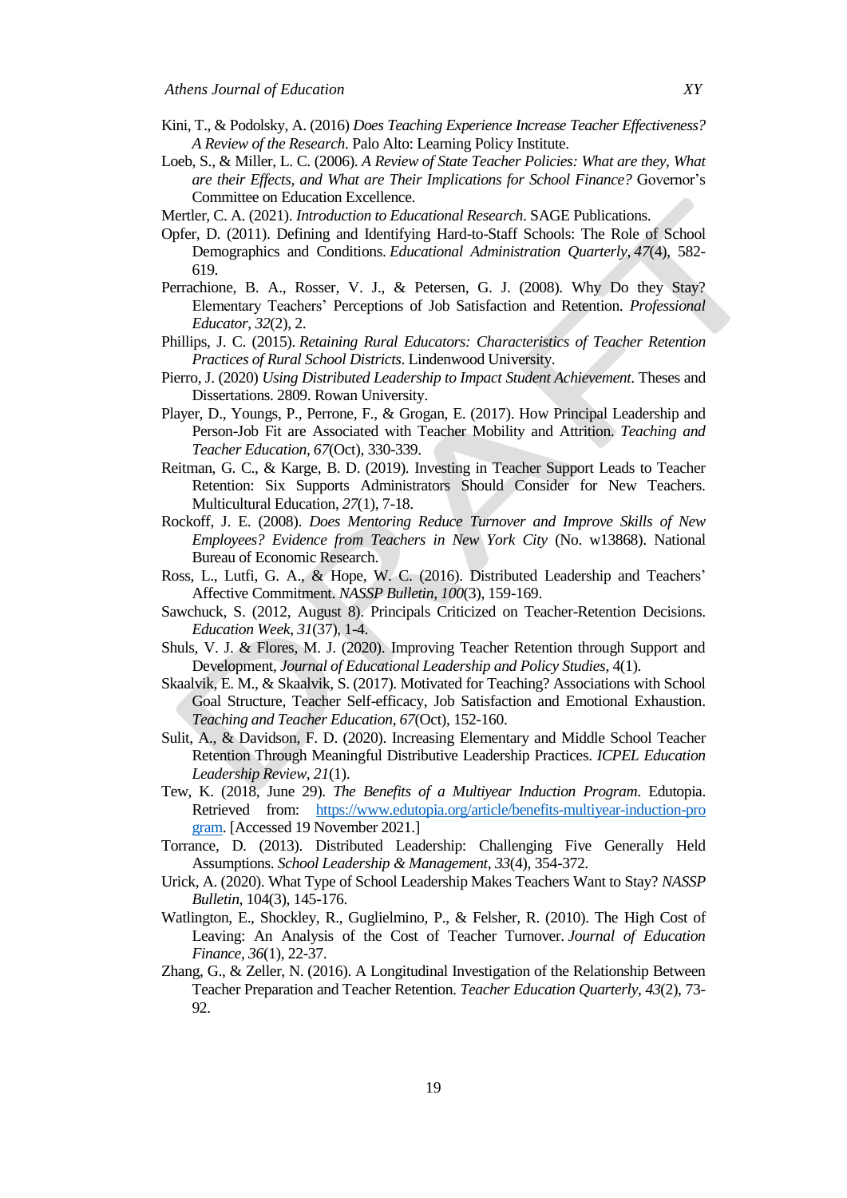Kini, T., & Podolsky, A. (2016) *Does Teaching Experience Increase Teacher Effectiveness? A Review of the Research*. Palo Alto: Learning Policy Institute.

Loeb, S., & Miller, L. C. (2006). *A Review of State Teacher Policies: What are they, What are their Effects, and What are Their Implications for School Finance?* Governor's Committee on Education Excellence.

Mertler, C. A. (2021). *Introduction to Educational Research*. SAGE Publications.

Opfer, D. (2011). Defining and Identifying Hard-to-Staff Schools: The Role of School Demographics and Conditions. *Educational Administration Quarterly*, *47*(4), 582-619.

Perrachione, B. A., Rosser, V. J., & Petersen, G. J. (2008). Why Do they Stay? Elementary Teachers' Perceptions of Job Satisfaction and Retention. *Professional Educator*, *32*(2), 2.

Phillips, J. C. (2015). *Retaining Rural Educators: Characteristics of Teacher Retention Practices of Rural School Districts*. Lindenwood University.

Pierro, J. (2020) *Using Distributed Leadership to Impact Student Achievement*. Theses and Dissertations. 2809. Rowan University.

Player, D., Youngs, P., Perrone, F., & Grogan, E. (2017). How Principal Leadership and Person-Job Fit are Associated with Teacher Mobility and Attrition. *Teaching and Teacher Education*, *67*(Oct), 330-339.

Reitman, G. C., & Karge, B. D. (2019). Investing in Teacher Support Leads to Teacher Retention: Six Supports Administrators Should Consider for New Teachers. Multicultural Education, *27*(1), 7-18.

Rockoff, J. E. (2008). *Does Mentoring Reduce Turnover and Improve Skills of New Employees? Evidence from Teachers in New York City* (No. w13868). National Bureau of Economic Research.

Ross, L., Lutfi, G. A., & Hope, W. C. (2016). Distributed Leadership and Teachers' Affective Commitment. *NASSP Bulletin*, *100*(3), 159-169.

Sawchuck, S. (2012, August 8). Principals Criticized on Teacher-Retention Decisions. *Education Week*, *31*(37), 1-4.

Shuls, V. J. & Flores, M. J. (2020). Improving Teacher Retention through Support and Development, *Journal of Educational Leadership and Policy Studies*, 4(1).

Skaalvik, E. M., & Skaalvik, S. (2017). Motivated for Teaching? Associations with School Goal Structure, Teacher Self-efficacy, Job Satisfaction and Emotional Exhaustion. *Teaching and Teacher Education*, *67*(Oct), 152-160.

Sulit, A., & Davidson, F. D. (2020). Increasing Elementary and Middle School Teacher Retention Through Meaningful Distributive Leadership Practices. *ICPEL Education Leadership Review*, *21*(1).

Tew, K. (2018, June 29). *The Benefits of a Multiyear Induction Program*. Edutopia. Retrieved from: https://www.edutopia.org/article/benefits-multiyear-induction-program. [Accessed 19 November 2021.]

Torrance, D. (2013). Distributed Leadership: Challenging Five Generally Held Assumptions. *School Leadership & Management*, *33*(4), 354-372.

Urick, A. (2020). What Type of School Leadership Makes Teachers Want to Stay? *NASSP Bulletin*, 104(3), 145-176.

Watlington, E., Shockley, R., Guglielmino, P., & Felsher, R. (2010). The High Cost of Leaving: An Analysis of the Cost of Teacher Turnover. *Journal of Education Finance*, *36*(1), 22-37.

Zhang, G., & Zeller, N. (2016). A Longitudinal Investigation of the Relationship Between Teacher Preparation and Teacher Retention. *Teacher Education Quarterly*, *43*(2), 73-92.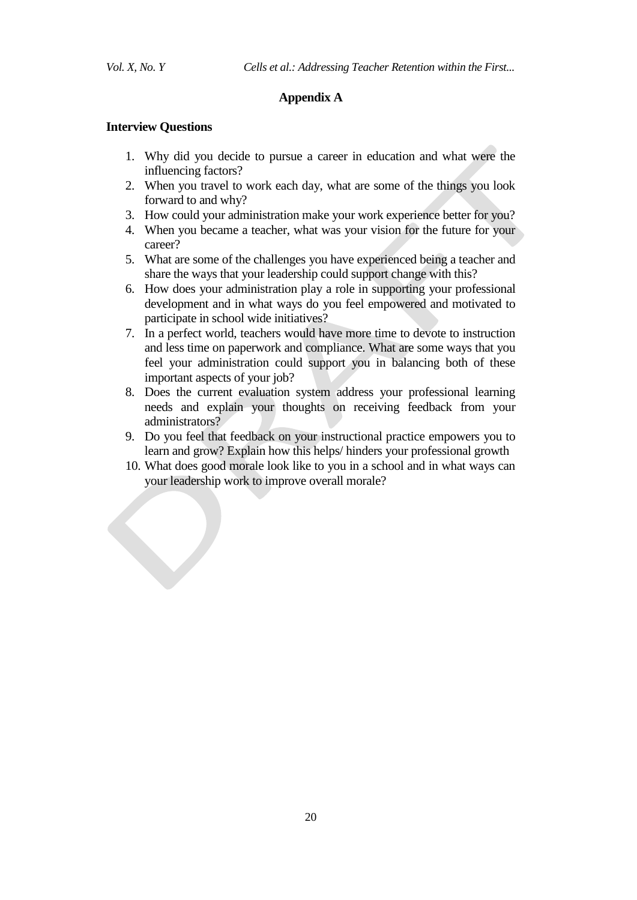## Appendix A

**Interview Questions**

1. Why did you decide to pursue a career in education and what were the influencing factors?
2. When you travel to work each day, what are some of the things you look forward to and why?
3. How could your administration make your work experience better for you?
4. When you became a teacher, what was your vision for the future for your career?
5. What are some of the challenges you have experienced being a teacher and share the ways that your leadership could support change with this?
6. How does your administration play a role in supporting your professional development and in what ways do you feel empowered and motivated to participate in school wide initiatives?
7. In a perfect world, teachers would have more time to devote to instruction and less time on paperwork and compliance. What are some ways that you feel your administration could support you in balancing both of these important aspects of your job?
8. Does the current evaluation system address your professional learning needs and explain your thoughts on receiving feedback from your administrators?
9. Do you feel that feedback on your instructional practice empowers you to learn and grow? Explain how this helps/ hinders your professional growth
10. What does good morale look like to you in a school and in what ways can your leadership work to improve overall morale?